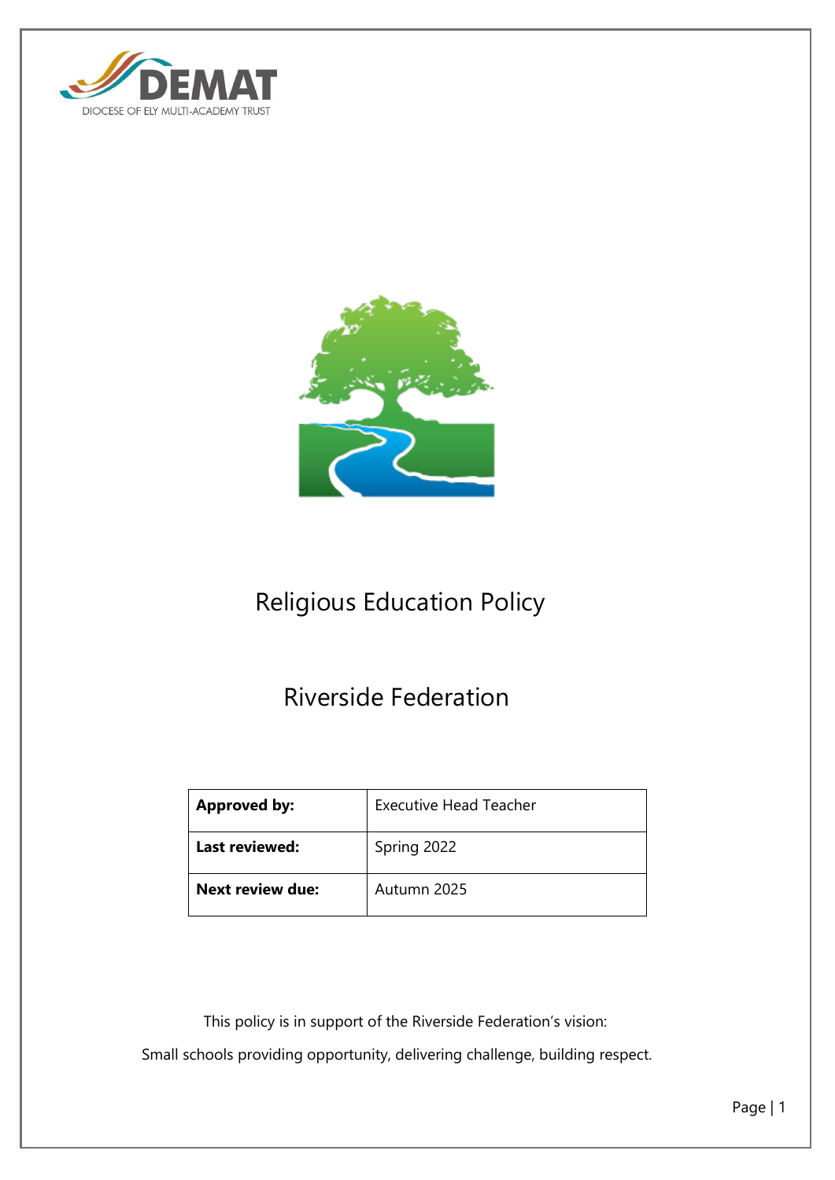DEMAT

DIOCESE OF ELY MULTI-ACADEMY TRUST

# Religious Education Policy

## Riverside Federation

| Approved by: | Executive Head Teacher |
| --- | --- |
| Last reviewed: | Spring 2022 |
| Next review due: | Autumn 2025 |

This policy is in support of the Riverside Federation's vision:

Small schools providing opportunity, delivering challenge, building respect.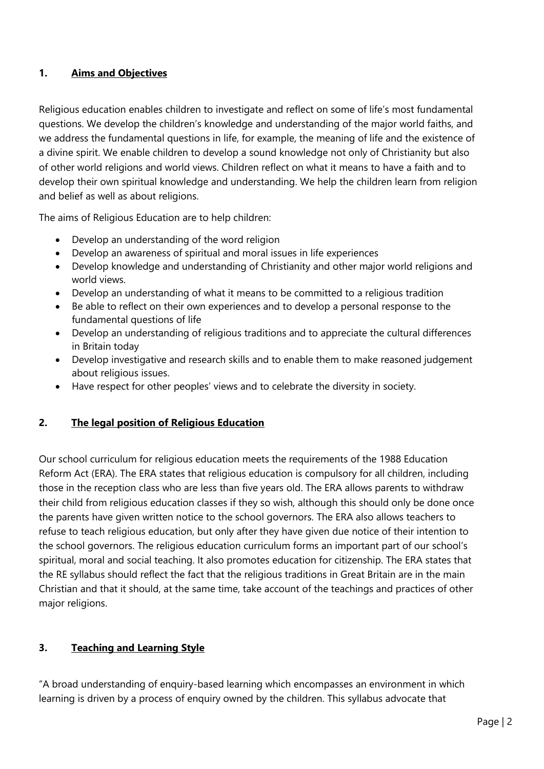## 1. <u>Aims and Objectives</u>

Religious education enables children to investigate and reflect on some of life's most fundamental questions. We develop the children's knowledge and understanding of the major world faiths, and we address the fundamental questions in life, for example, the meaning of life and the existence of a divine spirit. We enable children to develop a sound knowledge not only of Christianity but also of other world religions and world views. Children reflect on what it means to have a faith and to develop their own spiritual knowledge and understanding. We help the children learn from religion and belief as well as about religions.

The aims of Religious Education are to help children:

- Develop an understanding of the word religion
- Develop an awareness of spiritual and moral issues in life experiences
- Develop knowledge and understanding of Christianity and other major world religions and world views.
- Develop an understanding of what it means to be committed to a religious tradition
- Be able to reflect on their own experiences and to develop a personal response to the fundamental questions of life
- Develop an understanding of religious traditions and to appreciate the cultural differences in Britain today
- Develop investigative and research skills and to enable them to make reasoned judgement about religious issues.
- Have respect for other peoples' views and to celebrate the diversity in society.

## 2. <u>The legal position of Religious Education</u>

Our school curriculum for religious education meets the requirements of the 1988 Education Reform Act (ERA). The ERA states that religious education is compulsory for all children, including those in the reception class who are less than five years old. The ERA allows parents to withdraw their child from religious education classes if they so wish, although this should only be done once the parents have given written notice to the school governors. The ERA also allows teachers to refuse to teach religious education, but only after they have given due notice of their intention to the school governors. The religious education curriculum forms an important part of our school's spiritual, moral and social teaching. It also promotes education for citizenship. The ERA states that the RE syllabus should reflect the fact that the religious traditions in Great Britain are in the main Christian and that it should, at the same time, take account of the teachings and practices of other major religions.

## 3. <u>Teaching and Learning Style</u>

"A broad understanding of enquiry-based learning which encompasses an environment in which learning is driven by a process of enquiry owned by the children. This syllabus advocate that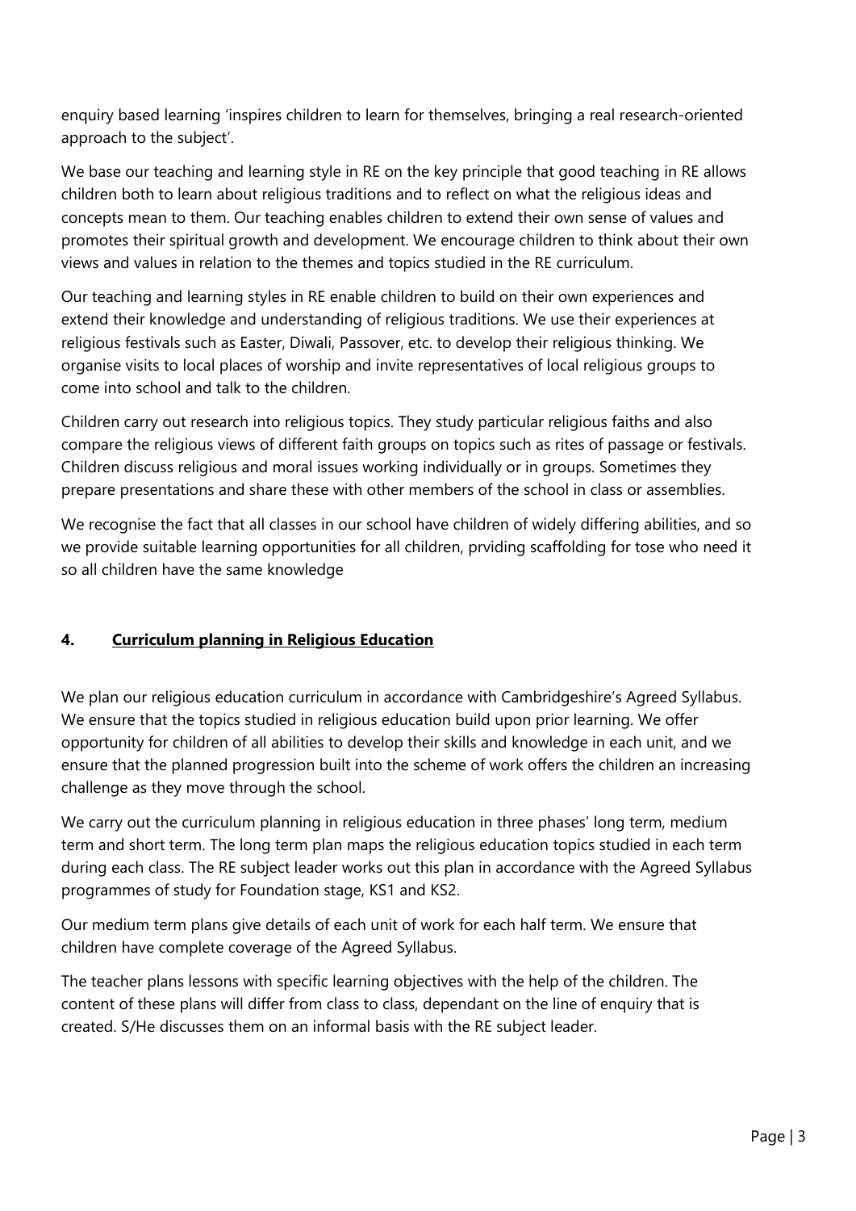enquiry based learning 'inspires children to learn for themselves, bringing a real research-oriented approach to the subject'.

We base our teaching and learning style in RE on the key principle that good teaching in RE allows children both to learn about religious traditions and to reflect on what the religious ideas and concepts mean to them. Our teaching enables children to extend their own sense of values and promotes their spiritual growth and development. We encourage children to think about their own views and values in relation to the themes and topics studied in the RE curriculum.

Our teaching and learning styles in RE enable children to build on their own experiences and extend their knowledge and understanding of religious traditions. We use their experiences at religious festivals such as Easter, Diwali, Passover, etc. to develop their religious thinking. We organise visits to local places of worship and invite representatives of local religious groups to come into school and talk to the children.

Children carry out research into religious topics. They study particular religious faiths and also compare the religious views of different faith groups on topics such as rites of passage or festivals. Children discuss religious and moral issues working individually or in groups. Sometimes they prepare presentations and share these with other members of the school in class or assemblies.

We recognise the fact that all classes in our school have children of widely differing abilities, and so we provide suitable learning opportunities for all children, prviding scaffolding for tose who need it so all children have the same knowledge

## 4. <u>Curriculum planning in Religious Education</u>

We plan our religious education curriculum in accordance with Cambridgeshire's Agreed Syllabus. We ensure that the topics studied in religious education build upon prior learning. We offer opportunity for children of all abilities to develop their skills and knowledge in each unit, and we ensure that the planned progression built into the scheme of work offers the children an increasing challenge as they move through the school.

We carry out the curriculum planning in religious education in three phases' long term, medium term and short term. The long term plan maps the religious education topics studied in each term during each class. The RE subject leader works out this plan in accordance with the Agreed Syllabus programmes of study for Foundation stage, KS1 and KS2.

Our medium term plans give details of each unit of work for each half term. We ensure that children have complete coverage of the Agreed Syllabus.

The teacher plans lessons with specific learning objectives with the help of the children. The content of these plans will differ from class to class, dependant on the line of enquiry that is created. S/He discusses them on an informal basis with the RE subject leader.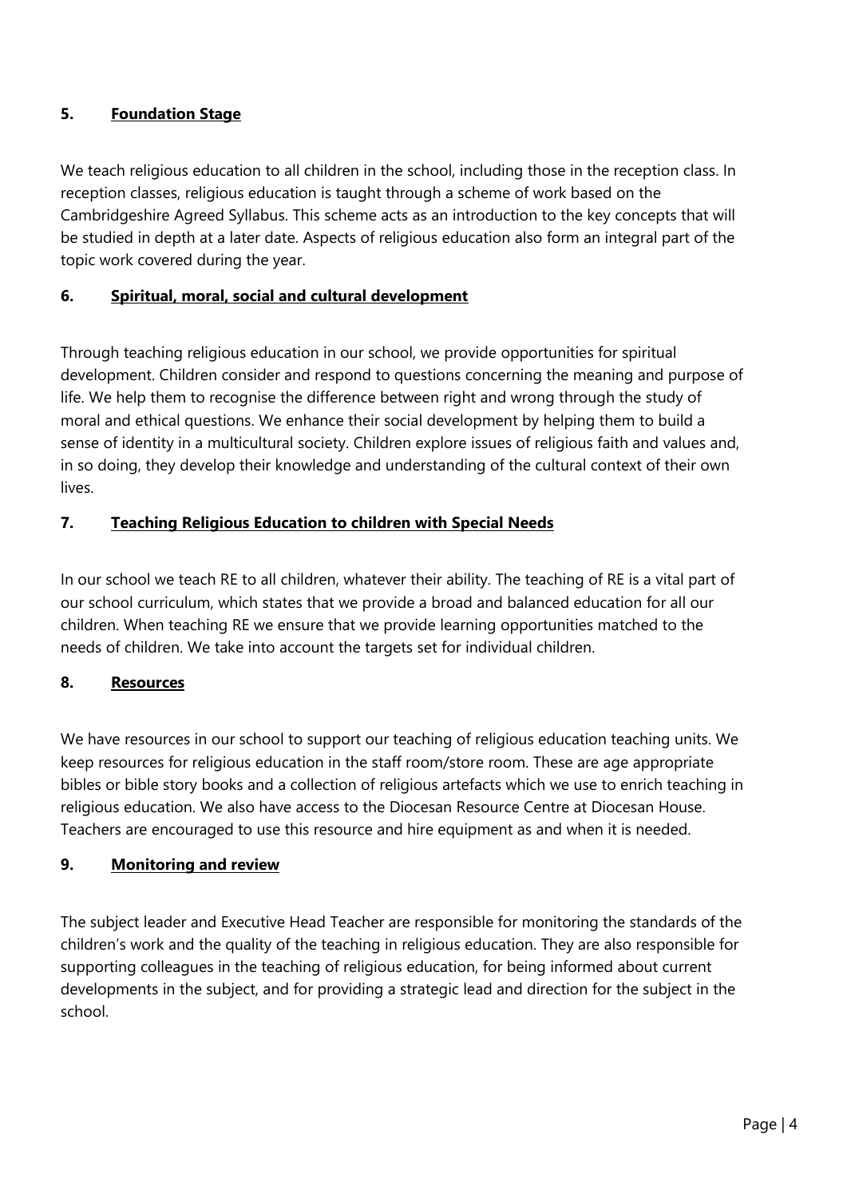## 5. Foundation Stage

We teach religious education to all children in the school, including those in the reception class. In reception classes, religious education is taught through a scheme of work based on the Cambridgeshire Agreed Syllabus. This scheme acts as an introduction to the key concepts that will be studied in depth at a later date. Aspects of religious education also form an integral part of the topic work covered during the year.

## 6. Spiritual, moral, social and cultural development

Through teaching religious education in our school, we provide opportunities for spiritual development. Children consider and respond to questions concerning the meaning and purpose of life. We help them to recognise the difference between right and wrong through the study of moral and ethical questions. We enhance their social development by helping them to build a sense of identity in a multicultural society. Children explore issues of religious faith and values and, in so doing, they develop their knowledge and understanding of the cultural context of their own lives.

## 7. Teaching Religious Education to children with Special Needs

In our school we teach RE to all children, whatever their ability. The teaching of RE is a vital part of our school curriculum, which states that we provide a broad and balanced education for all our children. When teaching RE we ensure that we provide learning opportunities matched to the needs of children. We take into account the targets set for individual children.

## 8. Resources

We have resources in our school to support our teaching of religious education teaching units. We keep resources for religious education in the staff room/store room. These are age appropriate bibles or bible story books and a collection of religious artefacts which we use to enrich teaching in religious education. We also have access to the Diocesan Resource Centre at Diocesan House. Teachers are encouraged to use this resource and hire equipment as and when it is needed.

## 9. Monitoring and review

The subject leader and Executive Head Teacher are responsible for monitoring the standards of the children's work and the quality of the teaching in religious education. They are also responsible for supporting colleagues in the teaching of religious education, for being informed about current developments in the subject, and for providing a strategic lead and direction for the subject in the school.